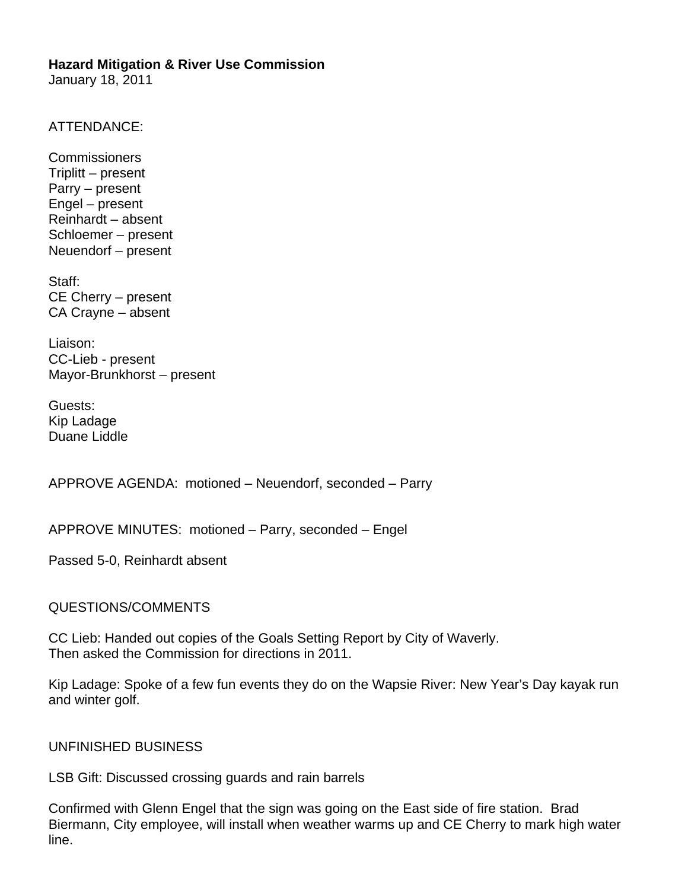**Hazard Mitigation & River Use Commission**
January 18, 2011

ATTENDANCE:

Commissioners
Triplitt – present
Parry – present
Engel – present
Reinhardt – absent
Schloemer – present
Neuendorf – present

Staff:
CE Cherry – present
CA Crayne – absent

Liaison:
CC-Lieb - present
Mayor-Brunkhorst – present

Guests:
Kip Ladage
Duane Liddle

APPROVE AGENDA: motioned – Neuendorf, seconded – Parry

APPROVE MINUTES: motioned – Parry, seconded – Engel

Passed 5-0, Reinhardt absent

QUESTIONS/COMMENTS

CC Lieb: Handed out copies of the Goals Setting Report by City of Waverly.
Then asked the Commission for directions in 2011.

Kip Ladage: Spoke of a few fun events they do on the Wapsie River: New Year's Day kayak run and winter golf.

UNFINISHED BUSINESS

LSB Gift: Discussed crossing guards and rain barrels

Confirmed with Glenn Engel that the sign was going on the East side of fire station. Brad Biermann, City employee, will install when weather warms up and CE Cherry to mark high water line.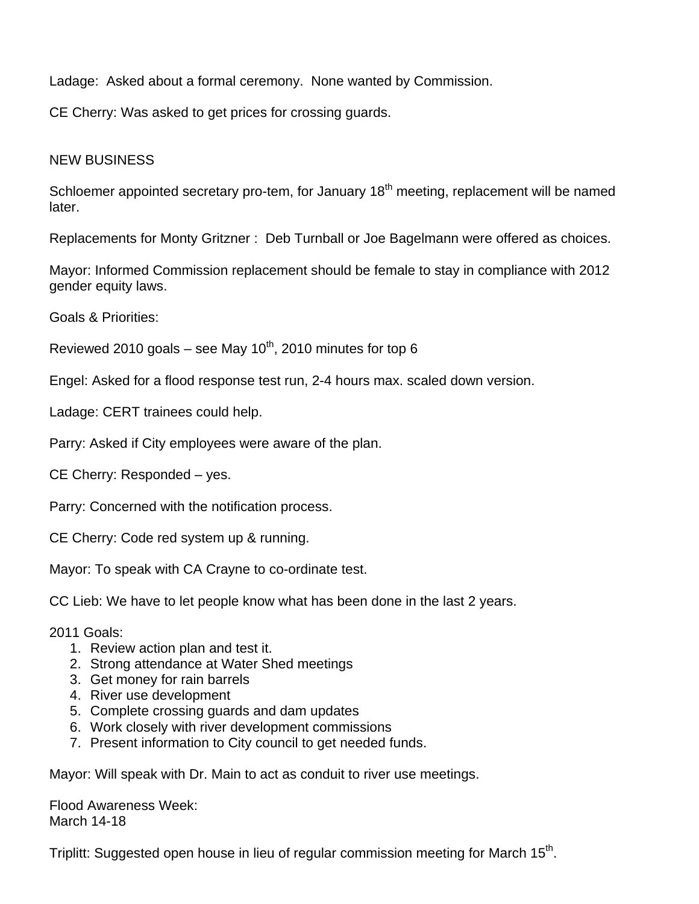Ladage: Asked about a formal ceremony. None wanted by Commission.

CE Cherry: Was asked to get prices for crossing guards.

NEW BUSINESS

Schloemer appointed secretary pro-tem, for January 18th meeting, replacement will be named later.

Replacements for Monty Gritzner : Deb Turnball or Joe Bagelmann were offered as choices.

Mayor: Informed Commission replacement should be female to stay in compliance with 2012 gender equity laws.

Goals & Priorities:

Reviewed 2010 goals – see May 10th, 2010 minutes for top 6

Engel: Asked for a flood response test run, 2-4 hours max. scaled down version.

Ladage: CERT trainees could help.

Parry: Asked if City employees were aware of the plan.

CE Cherry: Responded – yes.

Parry: Concerned with the notification process.

CE Cherry: Code red system up & running.

Mayor: To speak with CA Crayne to co-ordinate test.

CC Lieb: We have to let people know what has been done in the last 2 years.

2011 Goals:

1. Review action plan and test it.
2. Strong attendance at Water Shed meetings
3. Get money for rain barrels
4. River use development
5. Complete crossing guards and dam updates
6. Work closely with river development commissions
7. Present information to City council to get needed funds.

Mayor: Will speak with Dr. Main to act as conduit to river use meetings.

Flood Awareness Week:
March 14-18

Triplitt: Suggested open house in lieu of regular commission meeting for March 15th.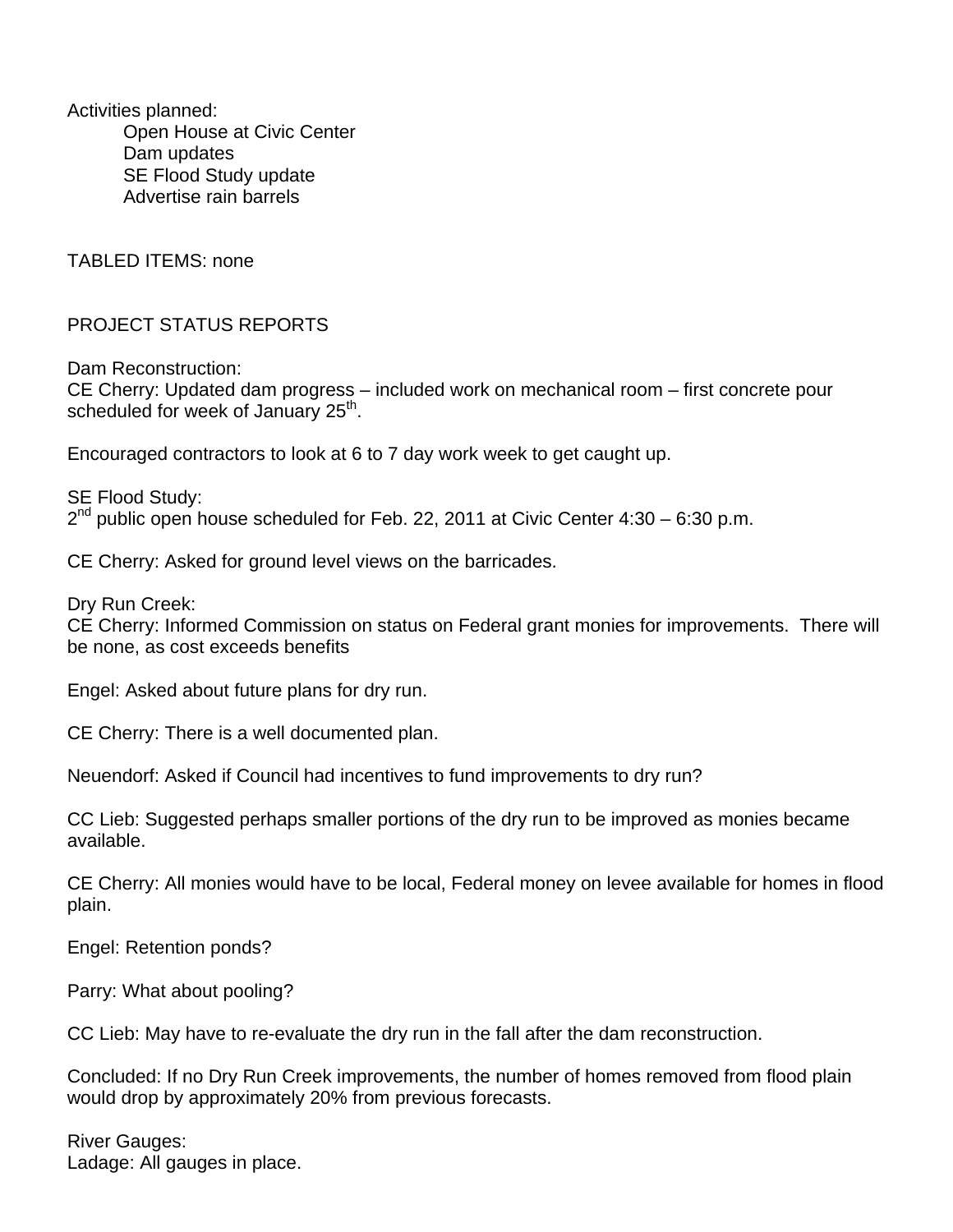Activities planned:

- Open House at Civic Center
- Dam updates
- SE Flood Study update
- Advertise rain barrels

TABLED ITEMS: none

PROJECT STATUS REPORTS

Dam Reconstruction:
CE Cherry: Updated dam progress – included work on mechanical room – first concrete pour scheduled for week of January 25th.

Encouraged contractors to look at 6 to 7 day work week to get caught up.

SE Flood Study:
2nd public open house scheduled for Feb. 22, 2011 at Civic Center 4:30 – 6:30 p.m.

CE Cherry: Asked for ground level views on the barricades.

Dry Run Creek:
CE Cherry: Informed Commission on status on Federal grant monies for improvements. There will be none, as cost exceeds benefits

Engel: Asked about future plans for dry run.

CE Cherry: There is a well documented plan.

Neuendorf: Asked if Council had incentives to fund improvements to dry run?

CC Lieb: Suggested perhaps smaller portions of the dry run to be improved as monies became available.

CE Cherry: All monies would have to be local, Federal money on levee available for homes in flood plain.

Engel: Retention ponds?

Parry: What about pooling?

CC Lieb: May have to re-evaluate the dry run in the fall after the dam reconstruction.

Concluded: If no Dry Run Creek improvements, the number of homes removed from flood plain would drop by approximately 20% from previous forecasts.

River Gauges:
Ladage: All gauges in place.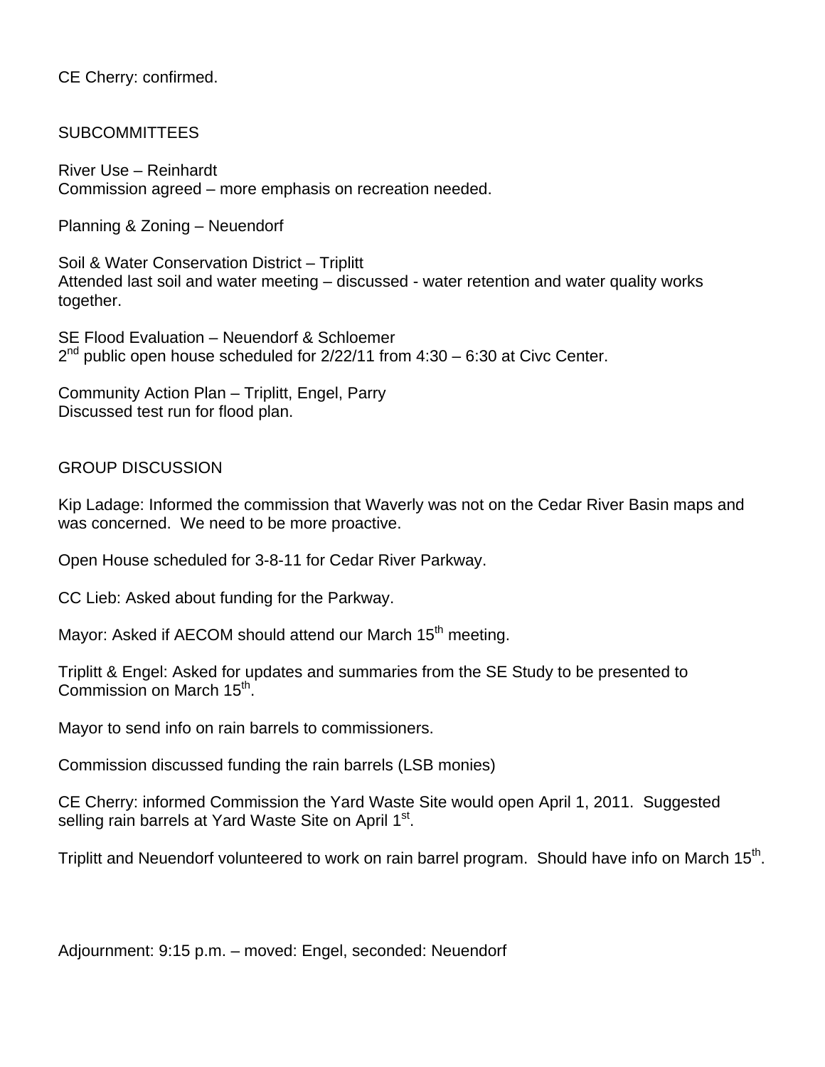CE Cherry: confirmed.

SUBCOMMITTEES

River Use – Reinhardt
Commission agreed – more emphasis on recreation needed.

Planning & Zoning – Neuendorf

Soil & Water Conservation District – Triplitt
Attended last soil and water meeting – discussed - water retention and water quality works together.

SE Flood Evaluation – Neuendorf & Schloemer
2nd public open house scheduled for 2/22/11 from 4:30 – 6:30 at Civc Center.

Community Action Plan – Triplitt, Engel, Parry
Discussed test run for flood plan.

GROUP DISCUSSION

Kip Ladage: Informed the commission that Waverly was not on the Cedar River Basin maps and was concerned. We need to be more proactive.

Open House scheduled for 3-8-11 for Cedar River Parkway.

CC Lieb: Asked about funding for the Parkway.

Mayor: Asked if AECOM should attend our March 15th meeting.

Triplitt & Engel: Asked for updates and summaries from the SE Study to be presented to Commission on March 15th.

Mayor to send info on rain barrels to commissioners.

Commission discussed funding the rain barrels (LSB monies)

CE Cherry: informed Commission the Yard Waste Site would open April 1, 2011. Suggested selling rain barrels at Yard Waste Site on April 1st.

Triplitt and Neuendorf volunteered to work on rain barrel program. Should have info on March 15th.

Adjournment: 9:15 p.m. – moved: Engel, seconded: Neuendorf